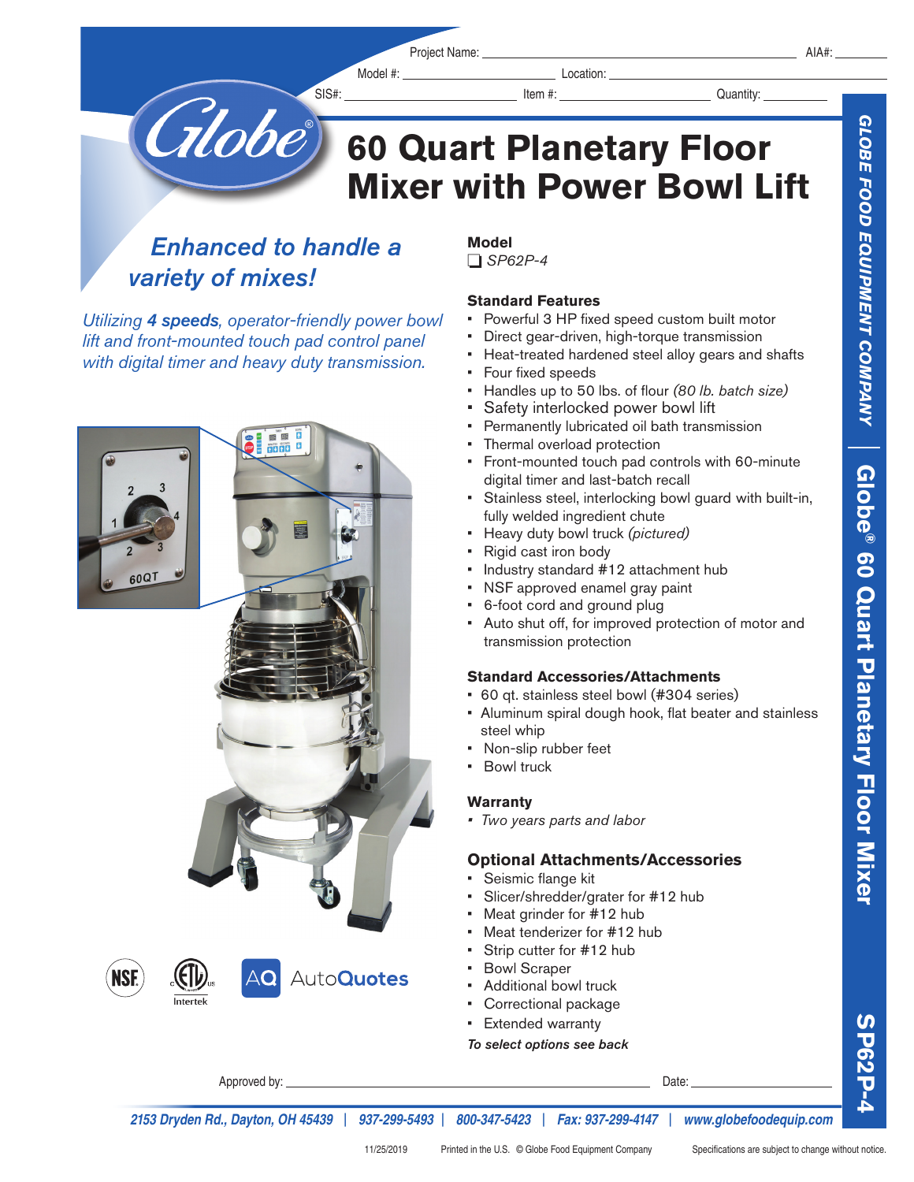Project Name: ______________________ AIA#: ________

Model #: ______________________ Location: ______________________

SIS#: ______________________ Item #: ______________________ Quantity: ________

# 60 Quart Planetary Floor Mixer with Power Bowl Lift

## *Enhanced to handle a variety of mixes!*

*Utilizing **4 speeds**, operator-friendly power bowl lift and front-mounted touch pad control panel with digital timer and heavy duty transmission.*

### Model

❑ *SP62P-4*

### Standard Features

- Powerful 3 HP fixed speed custom built motor
- Direct gear-driven, high-torque transmission
- Heat-treated hardened steel alloy gears and shafts
- Four fixed speeds
- Handles up to 50 lbs. of flour *(80 lb. batch size)*
- Safety interlocked power bowl lift
- Permanently lubricated oil bath transmission
- Thermal overload protection
- Front-mounted touch pad controls with 60-minute digital timer and last-batch recall
- Stainless steel, interlocking bowl guard with built-in, fully welded ingredient chute
- Heavy duty bowl truck *(pictured)*
- Rigid cast iron body
- Industry standard #12 attachment hub
- NSF approved enamel gray paint
- 6-foot cord and ground plug
- Auto shut off, for improved protection of motor and transmission protection

### Standard Accessories/Attachments

- 60 qt. stainless steel bowl (#304 series)
- Aluminum spiral dough hook, flat beater and stainless steel whip
- Non-slip rubber feet
- Bowl truck

### Warranty

- *Two years parts and labor*

### Optional Attachments/Accessories

- Seismic flange kit
- Slicer/shredder/grater for #12 hub
- Meat grinder for #12 hub
- Meat tenderizer for #12 hub
- Strip cutter for #12 hub
- Bowl Scraper
- Additional bowl truck
- Correctional package
- Extended warranty

***To select options see back***

Approved by: ______________________ Date: ______________________

*2153 Dryden Rd., Dayton, OH 45439 | 937-299-5493 | 800-347-5423 | Fax: 937-299-4147 | www.globefoodequip.com*

11/25/2019 Printed in the U.S. © Globe Food Equipment Company Specifications are subject to change without notice.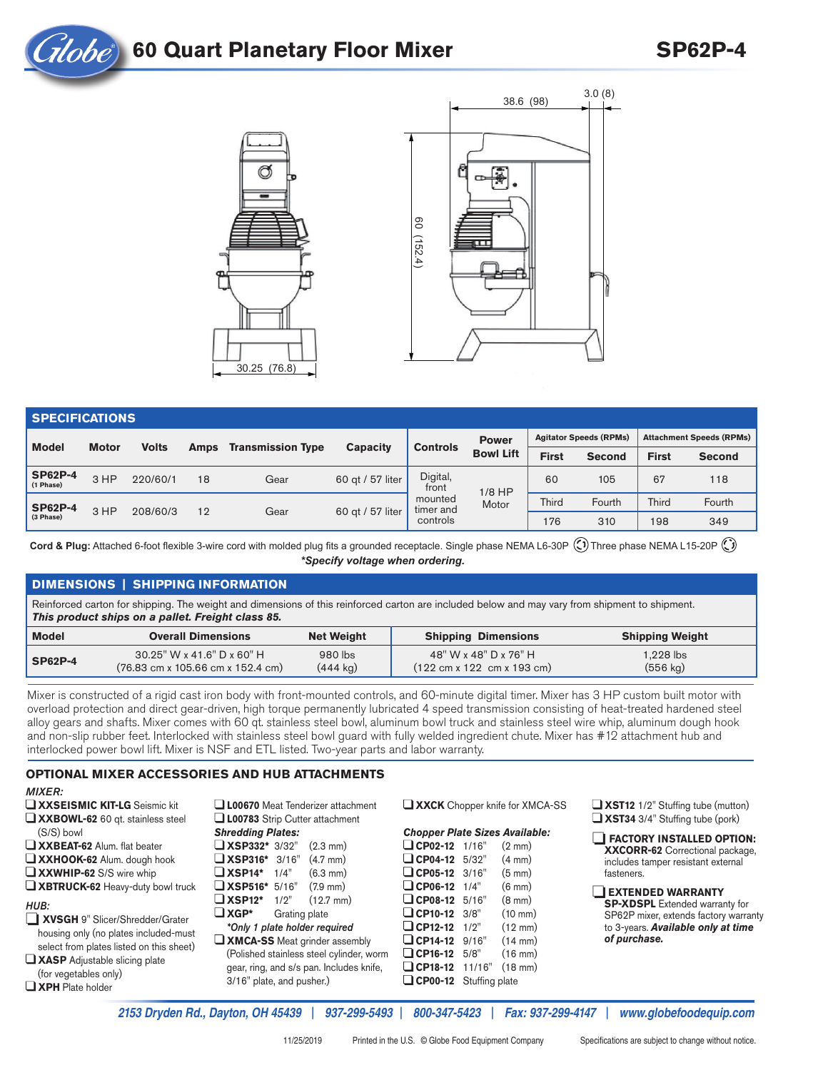# 60 Quart Planetary Floor Mixer

# SP62P-4

38.6 (98)

3.0 (8)

60 (152.4)

30.25 (76.8)

## SPECIFICATIONS

| Model | Motor | Volts | Amps | Transmission Type | Capacity | Controls | Power Bowl Lift | Agitator Speeds (RPMs) | | Attachment Speeds (RPMs) | |
|---|---|---|---|---|---|---|---|---|---|---|---|
| | | | | | | | | First | Second | First | Second |
| SP62P-4 (1 Phase) | 3 HP | 220/60/1 | 18 | Gear | 60 qt / 57 liter | Digital, front mounted timer and controls | 1/8 HP Motor | 60 | 105 | 67 | 118 |
| SP62P-4 (3 Phase) | 3 HP | 208/60/3 | 12 | Gear | 60 qt / 57 liter | | | Third | Fourth | Third | Fourth |
| | | | | | | | | 176 | 310 | 198 | 349 |

**Cord & Plug:** Attached 6-foot flexible 3-wire cord with molded plug fits a grounded receptacle. Single phase NEMA L6-30P Three phase NEMA L15-20P

***Specify voltage when ordering.***

## DIMENSIONS | SHIPPING INFORMATION

Reinforced carton for shipping. The weight and dimensions of this reinforced carton are included below and may vary from shipment to shipment.
***This product ships on a pallet. Freight class 85.***

| Model | Overall Dimensions | Net Weight | Shipping Dimensions | Shipping Weight |
|---|---|---|---|---|
| SP62P-4 | 30.25" W x 41.6" D x 60" H (76.83 cm x 105.66 cm x 152.4 cm) | 980 lbs (444 kg) | 48" W x 48" D x 76" H (122 cm x 122 cm x 193 cm) | 1,228 lbs (556 kg) |

Mixer is constructed of a rigid cast iron body with front-mounted controls, and 60-minute digital timer. Mixer has 3 HP custom built motor with overload protection and direct gear-driven, high torque permanently lubricated 4 speed transmission consisting of heat-treated hardened steel alloy gears and shafts. Mixer comes with 60 qt. stainless steel bowl, aluminum bowl truck and stainless steel wire whip, aluminum dough hook and non-slip rubber feet. Interlocked with stainless steel bowl guard with fully welded ingredient chute. Mixer has #12 attachment hub and interlocked power bowl lift. Mixer is NSF and ETL listed. Two-year parts and labor warranty.

## OPTIONAL MIXER ACCESSORIES AND HUB ATTACHMENTS

***MIXER:***

- ❑ **XXSEISMIC KIT-LG** Seismic kit
- ❑ **XXBOWL-62** 60 qt. stainless steel (S/S) bowl
- ❑ **XXBEAT-62** Alum. flat beater
- ❑ **XXHOOK-62** Alum. dough hook
- ❑ **XXWHIP-62** S/S wire whip
- ❑ **XBTRUCK-62** Heavy-duty bowl truck

***HUB:***

- ❑ **XVSGH** 9" Slicer/Shredder/Grater housing only (no plates included-must select from plates listed on this sheet)
- ❑ **XASP** Adjustable slicing plate (for vegetables only)
- ❑ **XPH** Plate holder
- ❑ **L00670** Meat Tenderizer attachment
- ❑ **L00783** Strip Cutter attachment

***Shredding Plates:***

- ❑ **XSP332*** 3/32" (2.3 mm)
- ❑ **XSP316*** 3/16" (4.7 mm)
- ❑ **XSP14*** 1/4" (6.3 mm)
- ❑ **XSP516*** 5/16" (7.9 mm)
- ❑ **XSP12*** 1/2" (12.7 mm)
- ❑ **XGP*** Grating plate

****Only 1 plate holder required***

- ❑ **XMCA-SS** Meat grinder assembly (Polished stainless steel cylinder, worm gear, ring, and s/s pan. Includes knife, 3/16" plate, and pusher.)
- ❑ **XXCK** Chopper knife for XMCA-SS

***Chopper Plate Sizes Available:***

- ❑ **CP02-12** 1/16" (2 mm)
- ❑ **CP04-12** 5/32" (4 mm)
- ❑ **CP05-12** 3/16" (5 mm)
- ❑ **CP06-12** 1/4" (6 mm)
- ❑ **CP08-12** 5/16" (8 mm)
- ❑ **CP10-12** 3/8" (10 mm)
- ❑ **CP12-12** 1/2" (12 mm)
- ❑ **CP14-12** 9/16" (14 mm)
- ❑ **CP16-12** 5/8" (16 mm)
- ❑ **CP18-12** 11/16" (18 mm)
- ❑ **CP00-12** Stuffing plate

- ❑ **XST12** 1/2" Stuffing tube (mutton)
- ❑ **XST34** 3/4" Stuffing tube (pork)

❑ **FACTORY INSTALLED OPTION:**
**XXCORR-62** Correctional package, includes tamper resistant external fasteners.

❑ **EXTENDED WARRANTY**
**SP-XDSPL** Extended warranty for SP62P mixer, extends factory warranty to 3-years. ***Available only at time of purchase.***

*2153 Dryden Rd., Dayton, OH 45439 | 937-299-5493 | 800-347-5423 | Fax: 937-299-4147 | www.globefoodequip.com*

11/25/2019 Printed in the U.S. © Globe Food Equipment Company Specifications are subject to change without notice.